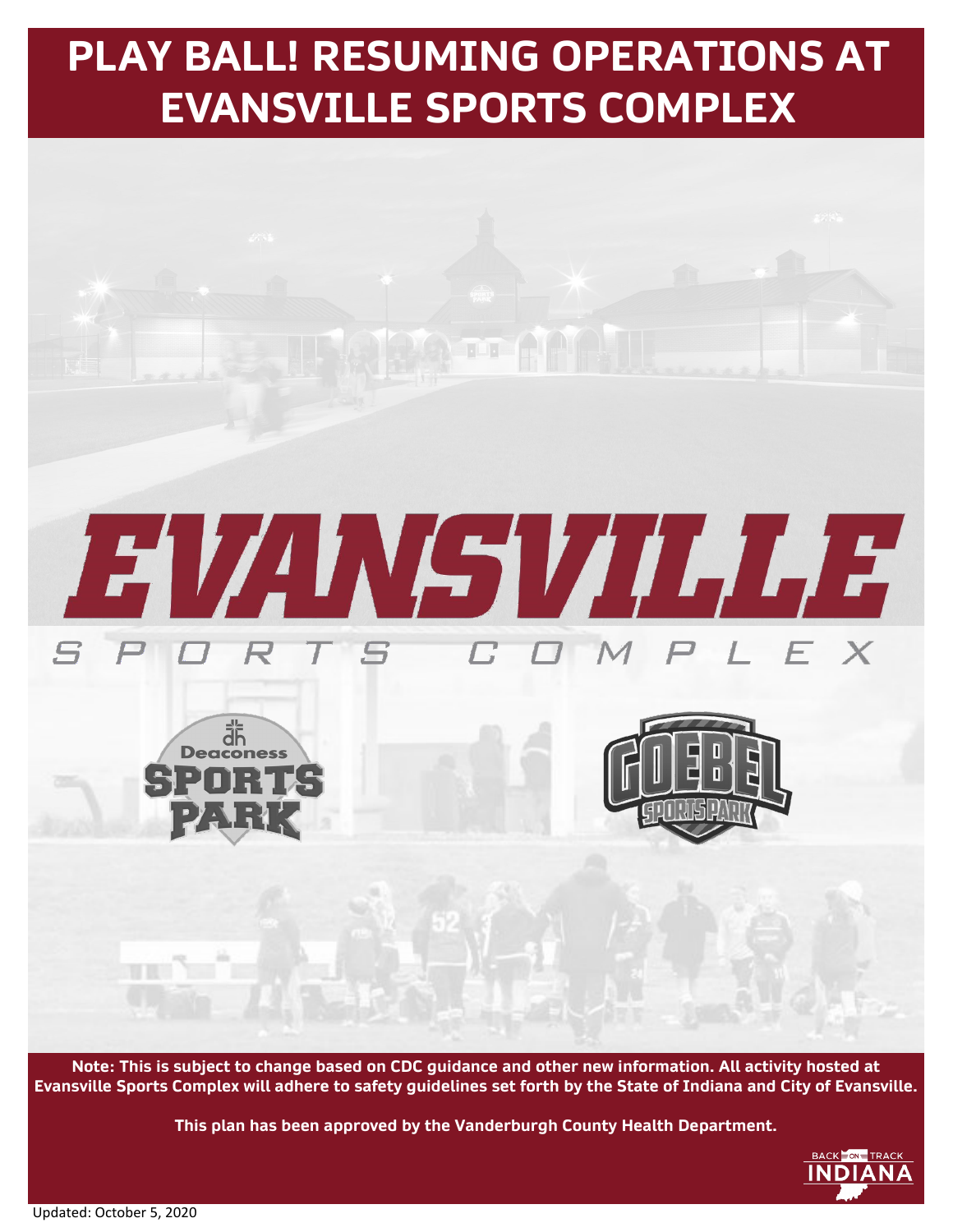# PLAY BALL! RESUMING OPERATIONS AT EVANSVILLE SPORTS COMPLEX

EVANSVILLE

SPORTS COMPLEX

Deaconess SPORTS PARK

GOEBEL SPORTS PARK

**Note: This is subject to change based on CDC guidance and other new information. All activity hosted at Evansville Sports Complex will adhere to safety guidelines set forth by the State of Indiana and City of Evansville.**

**This plan has been approved by the Vanderburgh County Health Department.**

BACK ON TRACK INDIANA

Updated: October 5, 2020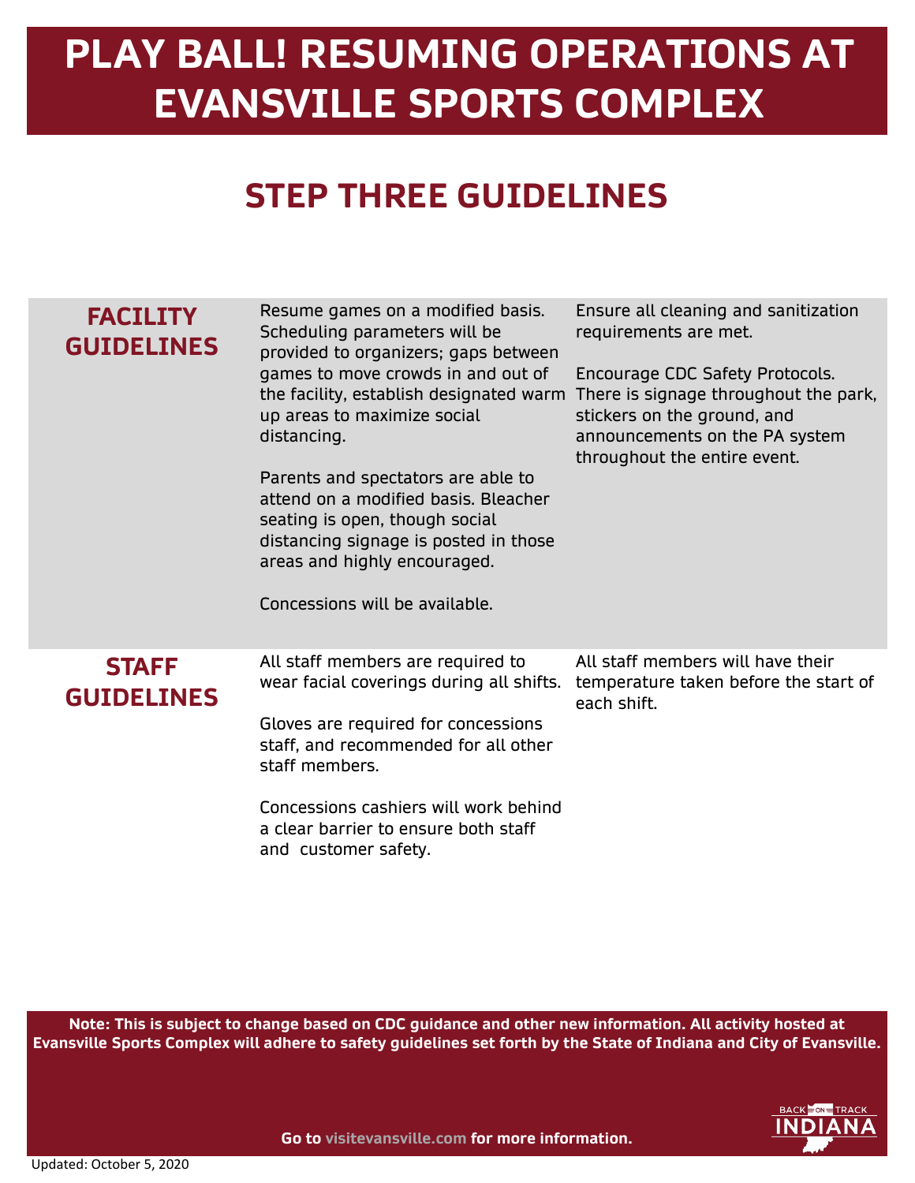# PLAY BALL! RESUMING OPERATIONS AT EVANSVILLE SPORTS COMPLEX

## STEP THREE GUIDELINES

### FACILITY GUIDELINES

Resume games on a modified basis. Scheduling parameters will be provided to organizers; gaps between games to move crowds in and out of the facility, establish designated warm up areas to maximize social distancing.

Parents and spectators are able to attend on a modified basis. Bleacher seating is open, though social distancing signage is posted in those areas and highly encouraged.

Concessions will be available.

Ensure all cleaning and sanitization requirements are met.

Encourage CDC Safety Protocols. There is signage throughout the park, stickers on the ground, and announcements on the PA system throughout the entire event.

### STAFF GUIDELINES

All staff members are required to wear facial coverings during all shifts.

Gloves are required for concessions staff, and recommended for all other staff members.

Concessions cashiers will work behind a clear barrier to ensure both staff and customer safety.

All staff members will have their temperature taken before the start of each shift.

**Note: This is subject to change based on CDC guidance and other new information. All activity hosted at Evansville Sports Complex will adhere to safety guidelines set forth by the State of Indiana and City of Evansville.**

**Go to visitevansville.com for more information.**

BACK ON TRACK INDIANA

Updated: October 5, 2020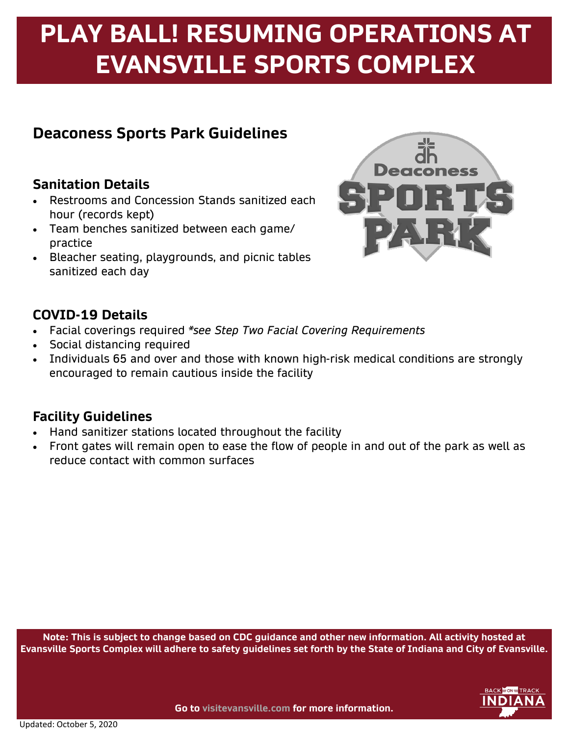# PLAY BALL! RESUMING OPERATIONS AT EVANSVILLE SPORTS COMPLEX

## Deaconess Sports Park Guidelines

### Sanitation Details

- Restrooms and Concession Stands sanitized each hour (records kept)
- Team benches sanitized between each game/ practice
- Bleacher seating, playgrounds, and picnic tables sanitized each day

### COVID-19 Details

- Facial coverings required *\*see Step Two Facial Covering Requirements*
- Social distancing required
- Individuals 65 and over and those with known high-risk medical conditions are strongly encouraged to remain cautious inside the facility

### Facility Guidelines

- Hand sanitizer stations located throughout the facility
- Front gates will remain open to ease the flow of people in and out of the park as well as reduce contact with common surfaces

**Note: This is subject to change based on CDC guidance and other new information. All activity hosted at Evansville Sports Complex will adhere to safety guidelines set forth by the State of Indiana and City of Evansville.**

**Go to visitevansville.com for more information.**

Updated: October 5, 2020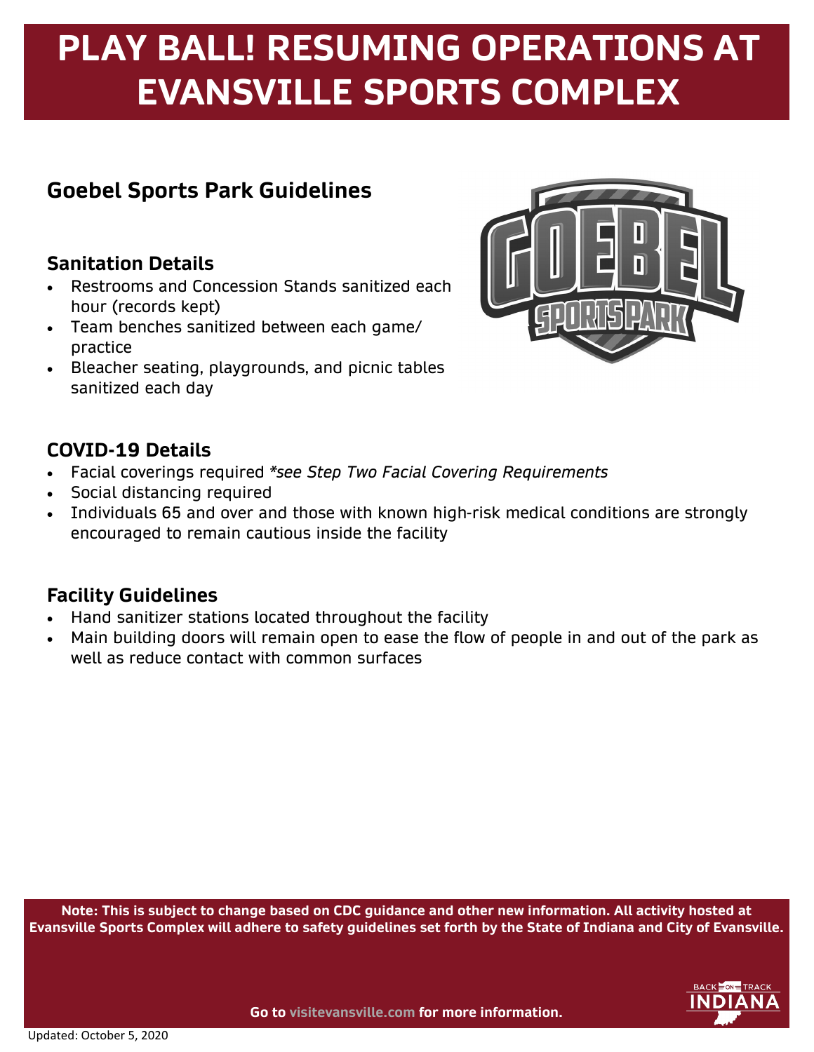# PLAY BALL! RESUMING OPERATIONS AT EVANSVILLE SPORTS COMPLEX

## Goebel Sports Park Guidelines

### Sanitation Details

- Restrooms and Concession Stands sanitized each hour (records kept)
- Team benches sanitized between each game/ practice
- Bleacher seating, playgrounds, and picnic tables sanitized each day

### COVID-19 Details

- Facial coverings required *\*see Step Two Facial Covering Requirements*
- Social distancing required
- Individuals 65 and over and those with known high-risk medical conditions are strongly encouraged to remain cautious inside the facility

### Facility Guidelines

- Hand sanitizer stations located throughout the facility
- Main building doors will remain open to ease the flow of people in and out of the park as well as reduce contact with common surfaces

**Note: This is subject to change based on CDC guidance and other new information. All activity hosted at Evansville Sports Complex will adhere to safety guidelines set forth by the State of Indiana and City of Evansville.**

**Go to visitevansville.com for more information.**

Updated: October 5, 2020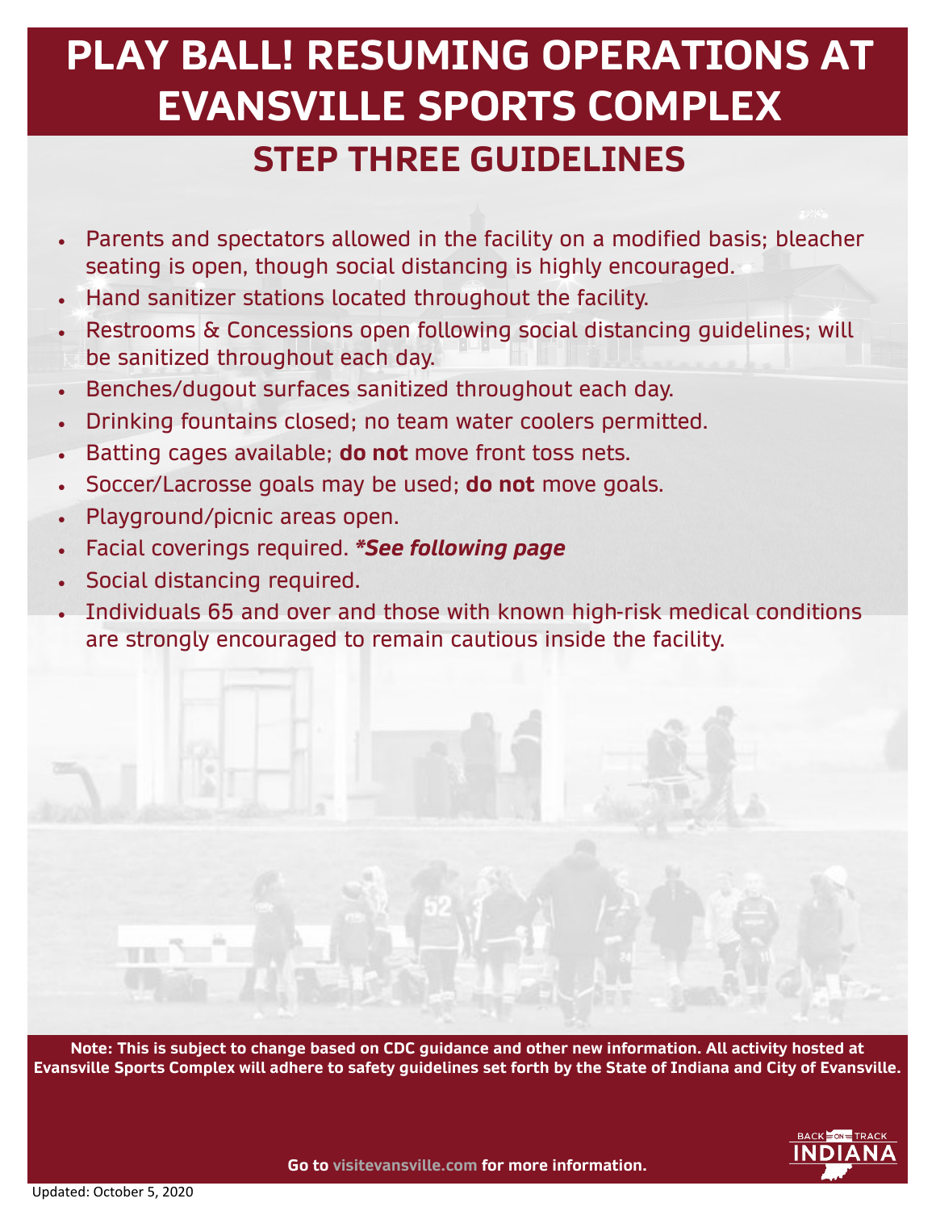# PLAY BALL! RESUMING OPERATIONS AT EVANSVILLE SPORTS COMPLEX

## STEP THREE GUIDELINES

- Parents and spectators allowed in the facility on a modified basis; bleacher seating is open, though social distancing is highly encouraged.
- Hand sanitizer stations located throughout the facility.
- Restrooms & Concessions open following social distancing guidelines; will be sanitized throughout each day.
- Benches/dugout surfaces sanitized throughout each day.
- Drinking fountains closed; no team water coolers permitted.
- Batting cages available; **do not** move front toss nets.
- Soccer/Lacrosse goals may be used; **do not** move goals.
- Playground/picnic areas open.
- Facial coverings required. ***See following page***
- Social distancing required.
- Individuals 65 and over and those with known high-risk medical conditions are strongly encouraged to remain cautious inside the facility.

**Note: This is subject to change based on CDC guidance and other new information. All activity hosted at Evansville Sports Complex will adhere to safety guidelines set forth by the State of Indiana and City of Evansville.**

**Go to visitevansville.com for more information.**

BACK ON TRACK INDIANA

Updated: October 5, 2020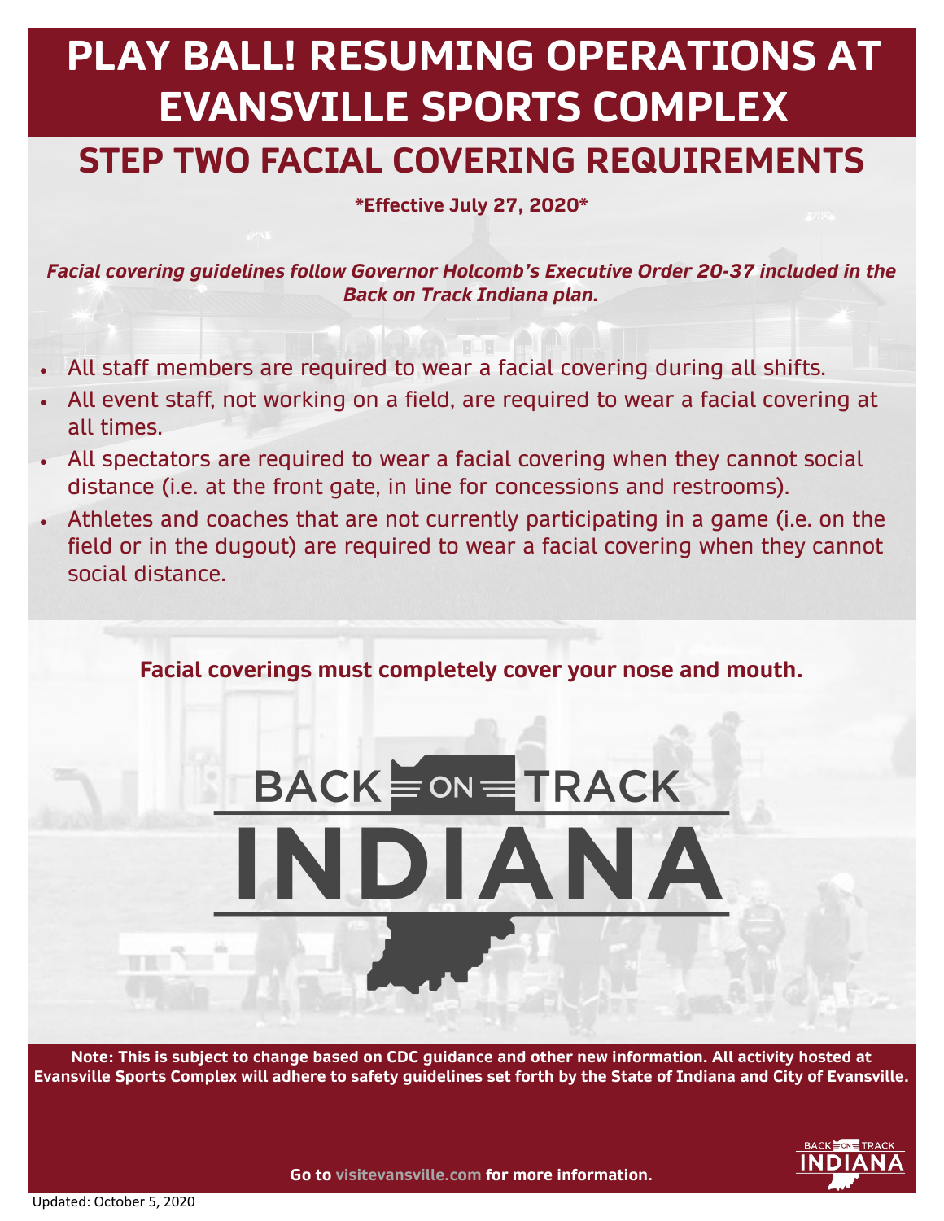# PLAY BALL! RESUMING OPERATIONS AT EVANSVILLE SPORTS COMPLEX

## STEP TWO FACIAL COVERING REQUIREMENTS

**\*Effective July 27, 2020\***

***Facial covering guidelines follow Governor Holcomb's Executive Order 20-37 included in the Back on Track Indiana plan.***

- All staff members are required to wear a facial covering during all shifts.
- All event staff, not working on a field, are required to wear a facial covering at all times.
- All spectators are required to wear a facial covering when they cannot social distance (i.e. at the front gate, in line for concessions and restrooms).
- Athletes and coaches that are not currently participating in a game (i.e. on the field or in the dugout) are required to wear a facial covering when they cannot social distance.

**Facial coverings must completely cover your nose and mouth.**

BACK ON TRACK INDIANA

**Note: This is subject to change based on CDC guidance and other new information. All activity hosted at Evansville Sports Complex will adhere to safety guidelines set forth by the State of Indiana and City of Evansville.**

**Go to visitevansville.com for more information.**

Updated: October 5, 2020